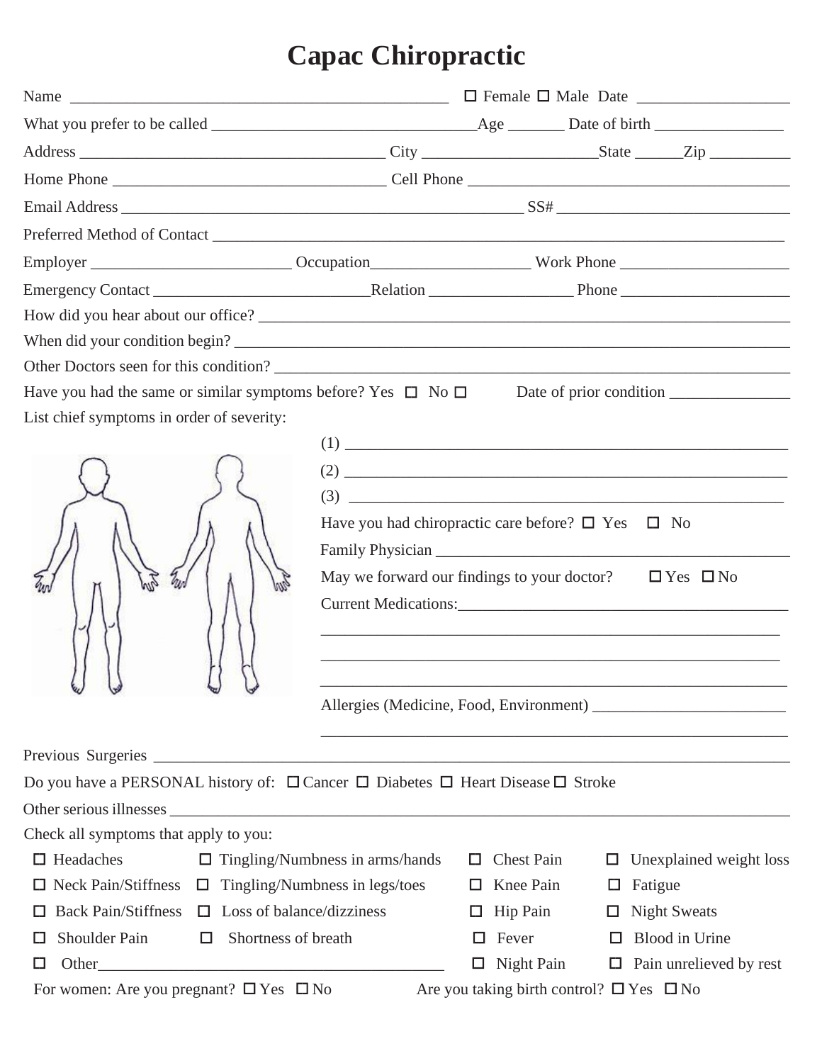# Capac Chiropractic

Name ______________________________________________ ☐ Female ☐ Male Date __________________

What you prefer to be called ________________________________Age _______ Date of birth ________________

Address ____________________________________ City _____________________State ______Zip __________

Home Phone _________________________________ Cell Phone ________________________________________

Email Address ________________________________________________ SS# _____________________________

Preferred Method of Contact ______________________________________________________________________

Employer ________________________ Occupation___________________ Work Phone _____________________

Emergency Contact ___________________________Relation _________________ Phone _____________________

How did you hear about our office? ____________________________________________________________

When did your condition begin? ______________________________________________________________

Other Doctors seen for this condition? __________________________________________________________

Have you had the same or similar symptoms before? Yes ☐ No ☐ Date of prior condition _______________

List chief symptoms in order of severity:

(1) ______________________________________________________

(2) ______________________________________________________

(3) ______________________________________________________

Have you had chiropractic care before? ☐ Yes ☐ No

Family Physician ____________________________________________

May we forward our findings to your doctor? ☐ Yes ☐ No

Current Medications:________________________________________

__________________________________________________________

__________________________________________________________

__________________________________________________________

Allergies (Medicine, Food, Environment) ________________________

__________________________________________________________

Previous Surgeries ____________________________________________________________________________

Do you have a PERSONAL history of: ☐ Cancer ☐ Diabetes ☐ Heart Disease ☐ Stroke

Other serious illnesses _________________________________________________________________________

Check all symptoms that apply to you:

| | | | |
|---|---|---|---|
| ☐ Headaches | ☐ Tingling/Numbness in arms/hands | ☐ Chest Pain | ☐ Unexplained weight loss |
| ☐ Neck Pain/Stiffness | ☐ Tingling/Numbness in legs/toes | ☐ Knee Pain | ☐ Fatigue |
| ☐ Back Pain/Stiffness | ☐ Loss of balance/dizziness | ☐ Hip Pain | ☐ Night Sweats |
| ☐ Shoulder Pain | ☐ Shortness of breath | ☐ Fever | ☐ Blood in Urine |
| ☐ Other___________________________ | | ☐ Night Pain | ☐ Pain unrelieved by rest |

For women: Are you pregnant? ☐ Yes ☐ No Are you taking birth control? ☐ Yes ☐ No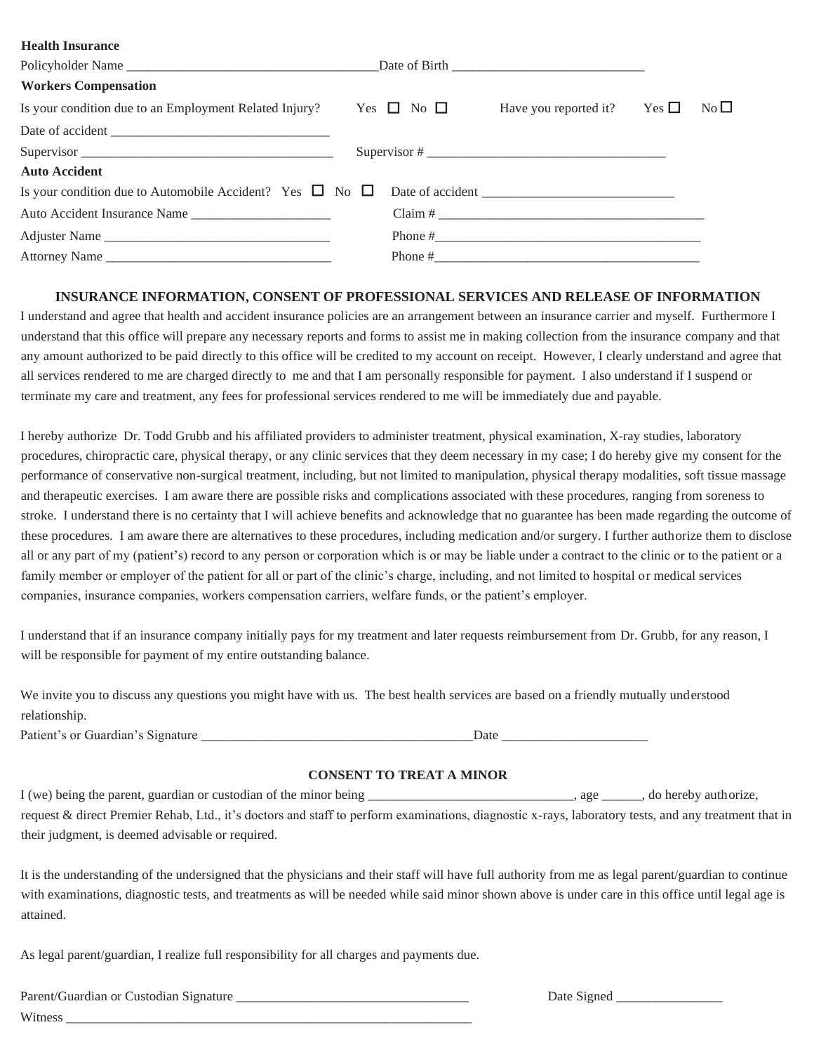**Health Insurance**

Policyholder Name ______________________________________Date of Birth ______________________________

**Workers Compensation**

Is your condition due to an Employment Related Injury? Yes ☐ No ☐ Have you reported it? Yes ☐ No ☐

Date of accident _________________________________

Supervisor ______________________________________ Supervisor # ____________________________________

**Auto Accident**

Is your condition due to Automobile Accident? Yes ☐ No ☐ Date of accident ______________________________

Auto Accident Insurance Name _____________________ Claim # _________________________________________

Adjuster Name __________________________________ Phone #_________________________________________

Attorney Name __________________________________ Phone #_________________________________________

## INSURANCE INFORMATION, CONSENT OF PROFESSIONAL SERVICES AND RELEASE OF INFORMATION

I understand and agree that health and accident insurance policies are an arrangement between an insurance carrier and myself. Furthermore I understand that this office will prepare any necessary reports and forms to assist me in making collection from the insurance company and that any amount authorized to be paid directly to this office will be credited to my account on receipt. However, I clearly understand and agree that all services rendered to me are charged directly to me and that I am personally responsible for payment. I also understand if I suspend or terminate my care and treatment, any fees for professional services rendered to me will be immediately due and payable.

I hereby authorize Dr. Todd Grubb and his affiliated providers to administer treatment, physical examination, X-ray studies, laboratory procedures, chiropractic care, physical therapy, or any clinic services that they deem necessary in my case; I do hereby give my consent for the performance of conservative non-surgical treatment, including, but not limited to manipulation, physical therapy modalities, soft tissue massage and therapeutic exercises. I am aware there are possible risks and complications associated with these procedures, ranging from soreness to stroke. I understand there is no certainty that I will achieve benefits and acknowledge that no guarantee has been made regarding the outcome of these procedures. I am aware there are alternatives to these procedures, including medication and/or surgery. I further authorize them to disclose all or any part of my (patient's) record to any person or corporation which is or may be liable under a contract to the clinic or to the patient or a family member or employer of the patient for all or part of the clinic's charge, including, and not limited to hospital or medical services companies, insurance companies, workers compensation carriers, welfare funds, or the patient's employer.

I understand that if an insurance company initially pays for my treatment and later requests reimbursement from Dr. Grubb, for any reason, I will be responsible for payment of my entire outstanding balance.

We invite you to discuss any questions you might have with us. The best health services are based on a friendly mutually understood relationship.

Patient's or Guardian's Signature _________________________________________Date ______________________

## CONSENT TO TREAT A MINOR

I (we) being the parent, guardian or custodian of the minor being _______________________________, age ______, do hereby authorize, request & direct Premier Rehab, Ltd., it's doctors and staff to perform examinations, diagnostic x-rays, laboratory tests, and any treatment that in their judgment, is deemed advisable or required.

It is the understanding of the undersigned that the physicians and their staff will have full authority from me as legal parent/guardian to continue with examinations, diagnostic tests, and treatments as will be needed while said minor shown above is under care in this office until legal age is attained.

As legal parent/guardian, I realize full responsibility for all charges and payments due.

Parent/Guardian or Custodian Signature ___________________________________ Date Signed ________________

Witness ______________________________________________________________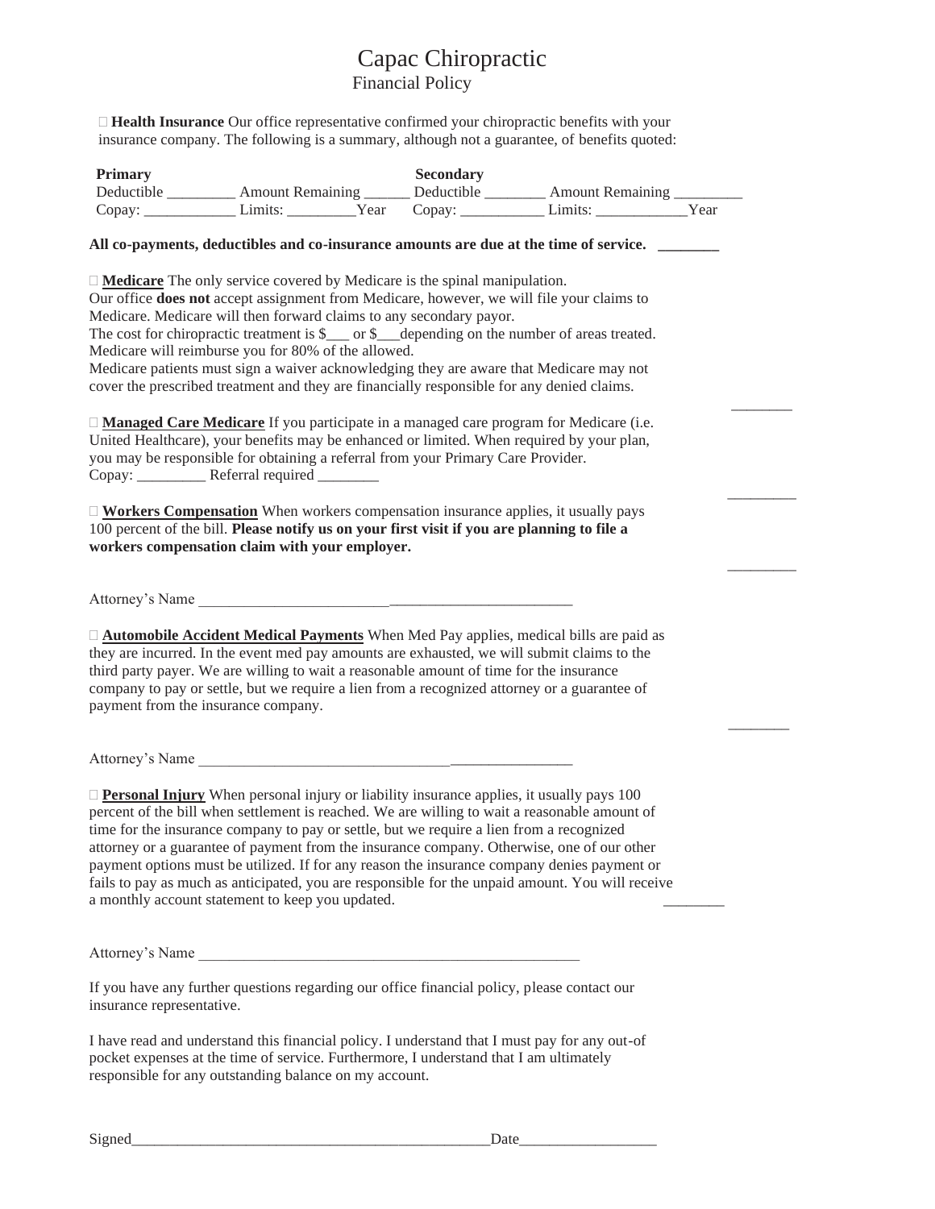# Capac Chiropractic

## Financial Policy

☐ **Health Insurance** Our office representative confirmed your chiropractic benefits with your insurance company. The following is a summary, although not a guarantee, of benefits quoted:

**Primary** | **Secondary**

Deductible _________ Amount Remaining ______ Deductible ________ Amount Remaining _________

Copay: ____________ Limits: _________Year Copay: ___________ Limits: ____________Year

**All co-payments, deductibles and co-insurance amounts are due at the time of service.** ________

☐ **Medicare** The only service covered by Medicare is the spinal manipulation.
Our office **does not** accept assignment from Medicare, however, we will file your claims to Medicare. Medicare will then forward claims to any secondary payor.
The cost for chiropractic treatment is $___ or $___depending on the number of areas treated.
Medicare will reimburse you for 80% of the allowed.
Medicare patients must sign a waiver acknowledging they are aware that Medicare may not cover the prescribed treatment and they are financially responsible for any denied claims.

________

☐ **Managed Care Medicare** If you participate in a managed care program for Medicare (i.e. United Healthcare), your benefits may be enhanced or limited. When required by your plan, you may be responsible for obtaining a referral from your Primary Care Provider.
Copay: _________ Referral required ________

_________

☐ **Workers Compensation** When workers compensation insurance applies, it usually pays 100 percent of the bill. **Please notify us on your first visit if you are planning to file a workers compensation claim with your employer.**

_________

Attorney's Name _________________________________________________

☐ **Automobile Accident Medical Payments** When Med Pay applies, medical bills are paid as they are incurred. In the event med pay amounts are exhausted, we will submit claims to the third party payer. We are willing to wait a reasonable amount of time for the insurance company to pay or settle, but we require a lien from a recognized attorney or a guarantee of payment from the insurance company.

________

Attorney's Name _________________________________________________

☐ **Personal Injury** When personal injury or liability insurance applies, it usually pays 100 percent of the bill when settlement is reached. We are willing to wait a reasonable amount of time for the insurance company to pay or settle, but we require a lien from a recognized attorney or a guarantee of payment from the insurance company. Otherwise, one of our other payment options must be utilized. If for any reason the insurance company denies payment or fails to pay as much as anticipated, you are responsible for the unpaid amount. You will receive a monthly account statement to keep you updated. ________

Attorney's Name ___________________________________________________

If you have any further questions regarding our office financial policy, please contact our insurance representative.

I have read and understand this financial policy. I understand that I must pay for any out-of pocket expenses at the time of service. Furthermore, I understand that I am ultimately responsible for any outstanding balance on my account.

Signed_______________________________________________Date__________________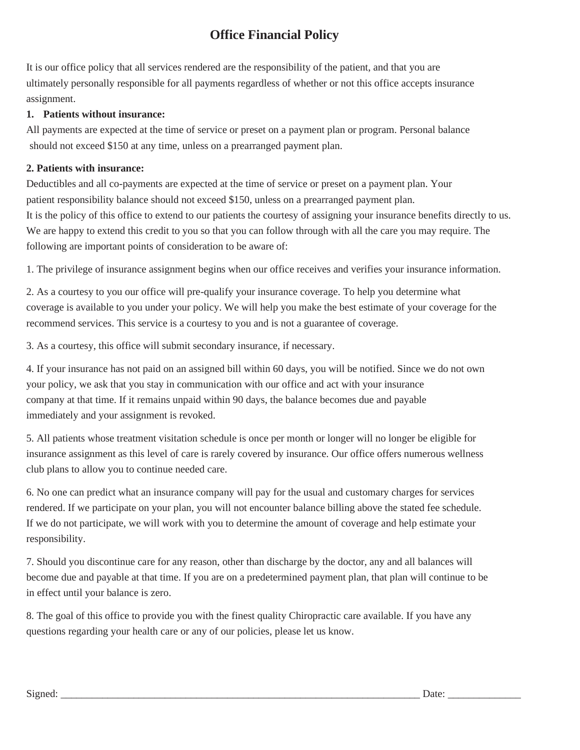# Office Financial Policy

It is our office policy that all services rendered are the responsibility of the patient, and that you are ultimately personally responsible for all payments regardless of whether or not this office accepts insurance assignment.

**1. Patients without insurance:**

All payments are expected at the time of service or preset on a payment plan or program. Personal balance should not exceed $150 at any time, unless on a prearranged payment plan.

**2. Patients with insurance:**

Deductibles and all co-payments are expected at the time of service or preset on a payment plan. Your patient responsibility balance should not exceed $150, unless on a prearranged payment plan.
It is the policy of this office to extend to our patients the courtesy of assigning your insurance benefits directly to us. We are happy to extend this credit to you so that you can follow through with all the care you may require. The following are important points of consideration to be aware of:

1. The privilege of insurance assignment begins when our office receives and verifies your insurance information.

2. As a courtesy to you our office will pre-qualify your insurance coverage. To help you determine what coverage is available to you under your policy. We will help you make the best estimate of your coverage for the recommend services. This service is a courtesy to you and is not a guarantee of coverage.

3. As a courtesy, this office will submit secondary insurance, if necessary.

4. If your insurance has not paid on an assigned bill within 60 days, you will be notified. Since we do not own your policy, we ask that you stay in communication with our office and act with your insurance company at that time. If it remains unpaid within 90 days, the balance becomes due and payable immediately and your assignment is revoked.

5. All patients whose treatment visitation schedule is once per month or longer will no longer be eligible for insurance assignment as this level of care is rarely covered by insurance. Our office offers numerous wellness club plans to allow you to continue needed care.

6. No one can predict what an insurance company will pay for the usual and customary charges for services rendered. If we participate on your plan, you will not encounter balance billing above the stated fee schedule. If we do not participate, we will work with you to determine the amount of coverage and help estimate your responsibility.

7. Should you discontinue care for any reason, other than discharge by the doctor, any and all balances will become due and payable at that time. If you are on a predetermined payment plan, that plan will continue to be in effect until your balance is zero.

8. The goal of this office to provide you with the finest quality Chiropractic care available. If you have any questions regarding your health care or any of our policies, please let us know.

Signed: ______________________________________________________________________ Date: ______________